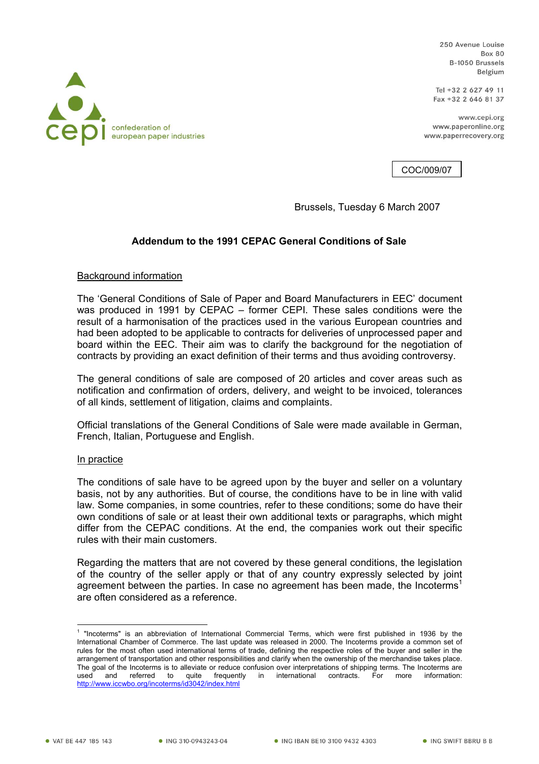cepi confederation of european paper industries

250 Avenue Louise
Box 80
B-1050 Brussels
Belgium

Tel +32 2 627 49 11
Fax +32 2 646 81 37

www.cepi.org
www.paperonline.org
www.paperrecovery.org

COC/009/07

Brussels, Tuesday 6 March 2007

# Addendum to the 1991 CEPAC General Conditions of Sale

## Background information

The 'General Conditions of Sale of Paper and Board Manufacturers in EEC' document was produced in 1991 by CEPAC – former CEPI. These sales conditions were the result of a harmonisation of the practices used in the various European countries and had been adopted to be applicable to contracts for deliveries of unprocessed paper and board within the EEC. Their aim was to clarify the background for the negotiation of contracts by providing an exact definition of their terms and thus avoiding controversy.

The general conditions of sale are composed of 20 articles and cover areas such as notification and confirmation of orders, delivery, and weight to be invoiced, tolerances of all kinds, settlement of litigation, claims and complaints.

Official translations of the General Conditions of Sale were made available in German, French, Italian, Portuguese and English.

## In practice

The conditions of sale have to be agreed upon by the buyer and seller on a voluntary basis, not by any authorities. But of course, the conditions have to be in line with valid law. Some companies, in some countries, refer to these conditions; some do have their own conditions of sale or at least their own additional texts or paragraphs, which might differ from the CEPAC conditions. At the end, the companies work out their specific rules with their main customers.

Regarding the matters that are not covered by these general conditions, the legislation of the country of the seller apply or that of any country expressly selected by joint agreement between the parties. In case no agreement has been made, the Incoterms[1] are often considered as a reference.

---

[1] "Incoterms" is an abbreviation of International Commercial Terms, which were first published in 1936 by the International Chamber of Commerce. The last update was released in 2000. The Incoterms provide a common set of rules for the most often used international terms of trade, defining the respective roles of the buyer and seller in the arrangement of transportation and other responsibilities and clarify when the ownership of the merchandise takes place. The goal of the Incoterms is to alleviate or reduce confusion over interpretations of shipping terms. The Incoterms are used and referred to quite frequently in international contracts. For more information: http://www.iccwbo.org/incoterms/id3042/index.html

VAT BE 447 185 143 • ING 310-0943243-04 • ING IBAN BE10 3100 9432 4303 • ING SWIFT BBRU B B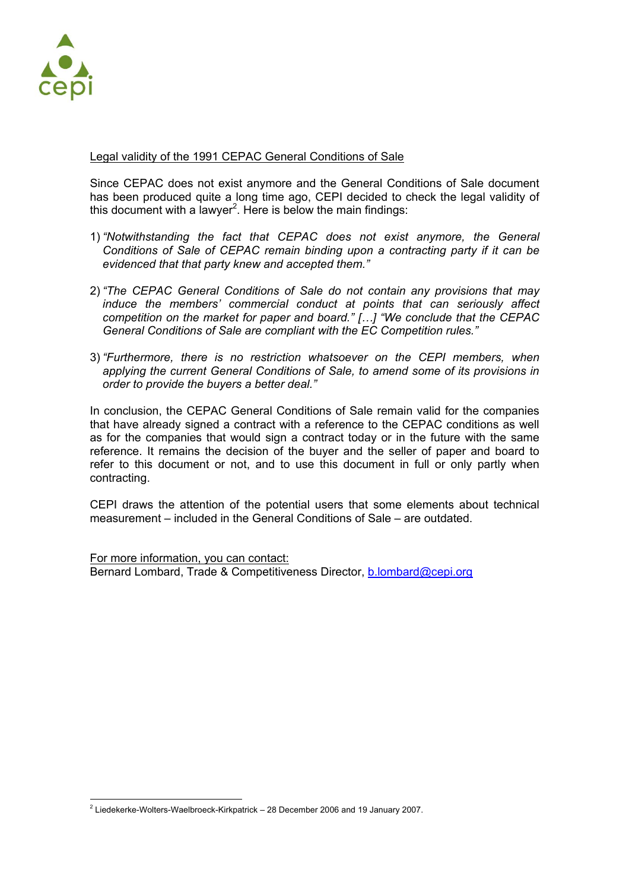Legal validity of the 1991 CEPAC General Conditions of Sale

Since CEPAC does not exist anymore and the General Conditions of Sale document has been produced quite a long time ago, CEPI decided to check the legal validity of this document with a lawyer[2]. Here is below the main findings:

1) *"Notwithstanding the fact that CEPAC does not exist anymore, the General Conditions of Sale of CEPAC remain binding upon a contracting party if it can be evidenced that that party knew and accepted them."*

2) *"The CEPAC General Conditions of Sale do not contain any provisions that may induce the members' commercial conduct at points that can seriously affect competition on the market for paper and board." […] "We conclude that the CEPAC General Conditions of Sale are compliant with the EC Competition rules."*

3) *"Furthermore, there is no restriction whatsoever on the CEPI members, when applying the current General Conditions of Sale, to amend some of its provisions in order to provide the buyers a better deal."*

In conclusion, the CEPAC General Conditions of Sale remain valid for the companies that have already signed a contract with a reference to the CEPAC conditions as well as for the companies that would sign a contract today or in the future with the same reference. It remains the decision of the buyer and the seller of paper and board to refer to this document or not, and to use this document in full or only partly when contracting.

CEPI draws the attention of the potential users that some elements about technical measurement – included in the General Conditions of Sale – are outdated.

For more information, you can contact:
Bernard Lombard, Trade & Competitiveness Director, b.lombard@cepi.org

[2] Liedekerke-Wolters-Waelbroeck-Kirkpatrick – 28 December 2006 and 19 January 2007.